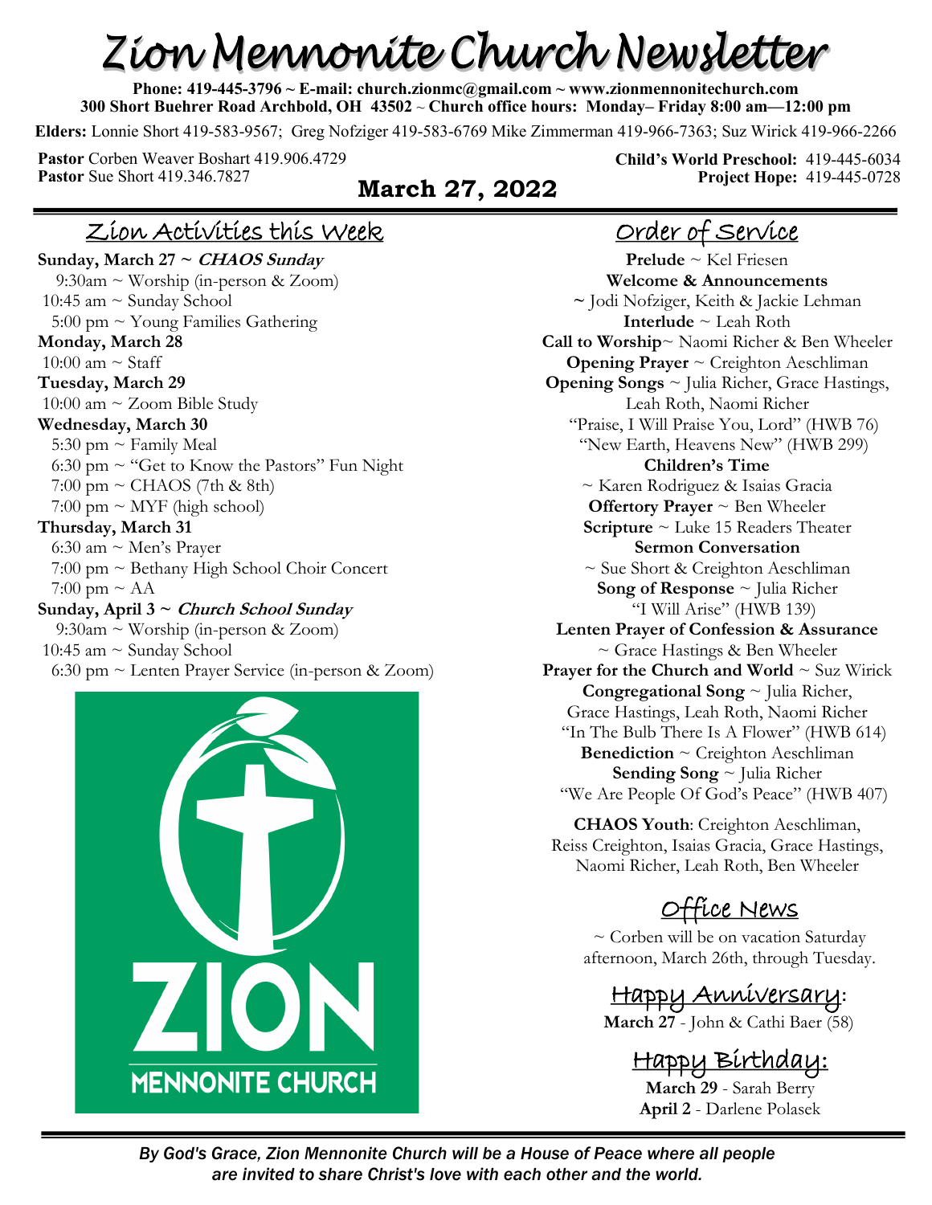# Zion Mennonite Church Newsletter

**Phone: 419-445-3796 ~ E-mail: church.zionmc@gmail.com ~ www.zionmennonitechurch.com**
**300 Short Buehrer Road Archbold, OH 43502 ~ Church office hours: Monday– Friday 8:00 am—12:00 pm**

**Elders:** Lonnie Short 419-583-9567; Greg Nofziger 419-583-6769 Mike Zimmerman 419-966-7363; Suz Wirick 419-966-2266

**Pastor** Corben Weaver Boshart 419.906.4729
**Pastor** Sue Short 419.346.7827

**Child's World Preschool:** 419-445-6034
**Project Hope:** 419-445-0728

## March 27, 2022

## Zion Activities this Week

**Sunday, March 27 ~ *CHAOS Sunday***
9:30am ~ Worship (in-person & Zoom)
10:45 am ~ Sunday School
5:00 pm ~ Young Families Gathering

**Monday, March 28**
10:00 am ~ Staff

**Tuesday, March 29**
10:00 am ~ Zoom Bible Study

**Wednesday, March 30**
5:30 pm ~ Family Meal
6:30 pm ~ "Get to Know the Pastors" Fun Night
7:00 pm ~ CHAOS (7th & 8th)
7:00 pm ~ MYF (high school)

**Thursday, March 31**
6:30 am ~ Men's Prayer
7:00 pm ~ Bethany High School Choir Concert
7:00 pm ~ AA

**Sunday, April 3 ~ *Church School Sunday***
9:30am ~ Worship (in-person & Zoom)
10:45 am ~ Sunday School
6:30 pm ~ Lenten Prayer Service (in-person & Zoom)

## Order of Service

**Prelude** ~ Kel Friesen
**Welcome & Announcements**
~ Jodi Nofziger, Keith & Jackie Lehman
**Interlude** ~ Leah Roth
**Call to Worship**~ Naomi Richer & Ben Wheeler
**Opening Prayer** ~ Creighton Aeschliman
**Opening Songs** ~ Julia Richer, Grace Hastings, Leah Roth, Naomi Richer
"Praise, I Will Praise You, Lord" (HWB 76)
"New Earth, Heavens New" (HWB 299)
**Children's Time**
~ Karen Rodriguez & Isaias Gracia
**Offertory Prayer** ~ Ben Wheeler
**Scripture** ~ Luke 15 Readers Theater
**Sermon Conversation**
~ Sue Short & Creighton Aeschliman
**Song of Response** ~ Julia Richer
"I Will Arise" (HWB 139)
**Lenten Prayer of Confession & Assurance**
~ Grace Hastings & Ben Wheeler
**Prayer for the Church and World** ~ Suz Wirick
**Congregational Song** ~ Julia Richer, Grace Hastings, Leah Roth, Naomi Richer
"In The Bulb There Is A Flower" (HWB 614)
**Benediction** ~ Creighton Aeschliman
**Sending Song** ~ Julia Richer
"We Are People Of God's Peace" (HWB 407)

**CHAOS Youth**: Creighton Aeschliman, Reiss Creighton, Isaias Gracia, Grace Hastings, Naomi Richer, Leah Roth, Ben Wheeler

## Office News

~ Corben will be on vacation Saturday afternoon, March 26th, through Tuesday.

## Happy Anniversary:

**March 27** - John & Cathi Baer (58)

## Happy Birthday:

**March 29** - Sarah Berry
**April 2** - Darlene Polasek

*By God's Grace, Zion Mennonite Church will be a House of Peace where all people are invited to share Christ's love with each other and the world.*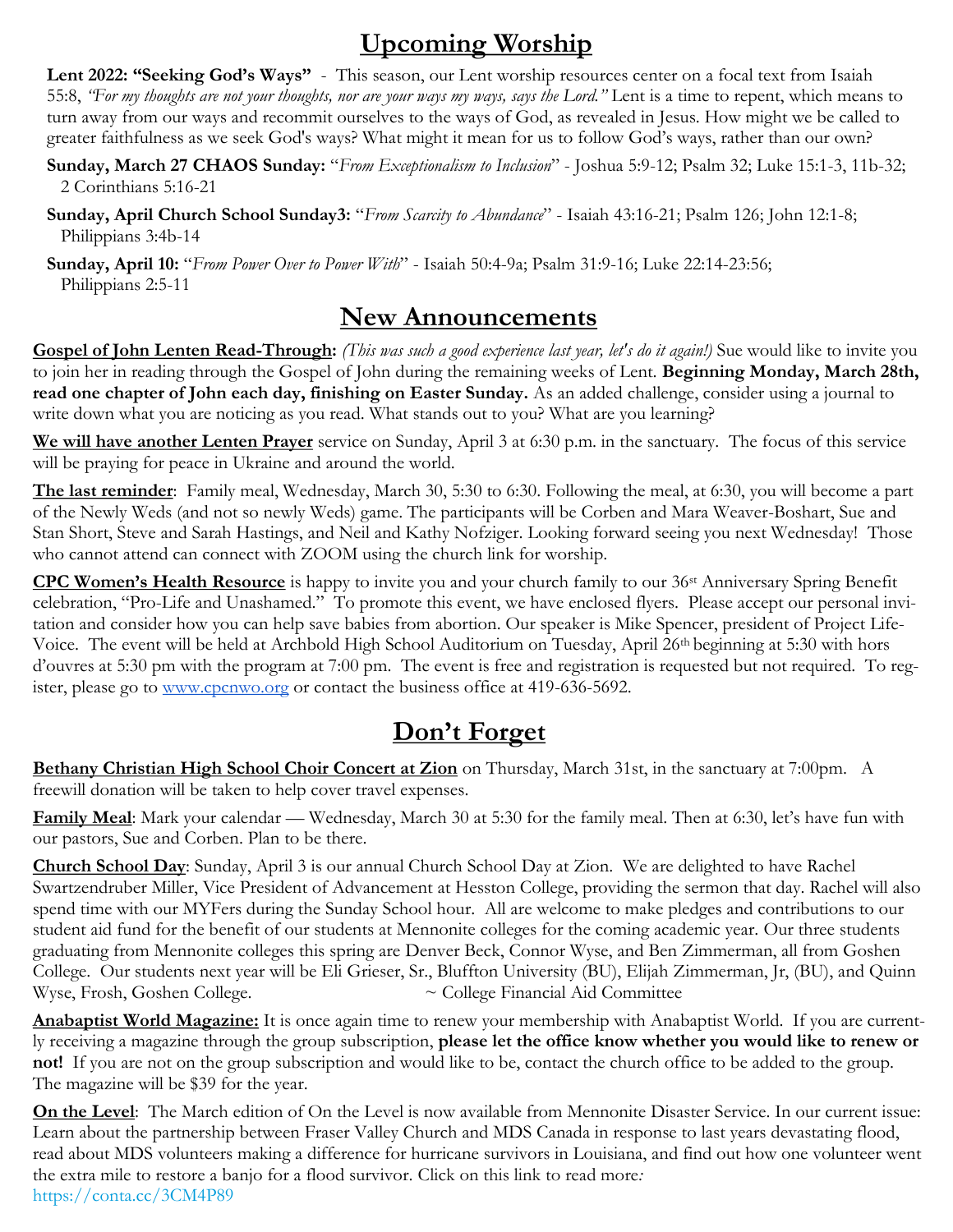# Upcoming Worship

**Lent 2022: "Seeking God's Ways"** - This season, our Lent worship resources center on a focal text from Isaiah 55:8, *"For my thoughts are not your thoughts, nor are your ways my ways, says the Lord."* Lent is a time to repent, which means to turn away from our ways and recommit ourselves to the ways of God, as revealed in Jesus. How might we be called to greater faithfulness as we seek God's ways? What might it mean for us to follow God's ways, rather than our own?

**Sunday, March 27 CHAOS Sunday:** "*From Exceptionalism to Inclusion*" - Joshua 5:9-12; Psalm 32; Luke 15:1-3, 11b-32; 2 Corinthians 5:16-21

**Sunday, April Church School Sunday3:** "*From Scarcity to Abundance*" - Isaiah 43:16-21; Psalm 126; John 12:1-8; Philippians 3:4b-14

**Sunday, April 10:** "*From Power Over to Power With*" - Isaiah 50:4-9a; Psalm 31:9-16; Luke 22:14-23:56; Philippians 2:5-11

# New Announcements

**Gospel of John Lenten Read-Through:** *(This was such a good experience last year, let's do it again!)* Sue would like to invite you to join her in reading through the Gospel of John during the remaining weeks of Lent. **Beginning Monday, March 28th, read one chapter of John each day, finishing on Easter Sunday.** As an added challenge, consider using a journal to write down what you are noticing as you read. What stands out to you? What are you learning?

**We will have another Lenten Prayer** service on Sunday, April 3 at 6:30 p.m. in the sanctuary. The focus of this service will be praying for peace in Ukraine and around the world.

**The last reminder**: Family meal, Wednesday, March 30, 5:30 to 6:30. Following the meal, at 6:30, you will become a part of the Newly Weds (and not so newly Weds) game. The participants will be Corben and Mara Weaver-Boshart, Sue and Stan Short, Steve and Sarah Hastings, and Neil and Kathy Nofziger. Looking forward seeing you next Wednesday! Those who cannot attend can connect with ZOOM using the church link for worship.

**CPC Women's Health Resource** is happy to invite you and your church family to our 36st Anniversary Spring Benefit celebration, "Pro-Life and Unashamed." To promote this event, we have enclosed flyers. Please accept our personal invitation and consider how you can help save babies from abortion. Our speaker is Mike Spencer, president of Project Life-Voice. The event will be held at Archbold High School Auditorium on Tuesday, April 26th beginning at 5:30 with hors d'ouvres at 5:30 pm with the program at 7:00 pm. The event is free and registration is requested but not required. To register, please go to www.cpcnwo.org or contact the business office at 419-636-5692.

# Don't Forget

**Bethany Christian High School Choir Concert at Zion** on Thursday, March 31st, in the sanctuary at 7:00pm. A freewill donation will be taken to help cover travel expenses.

**Family Meal**: Mark your calendar — Wednesday, March 30 at 5:30 for the family meal. Then at 6:30, let's have fun with our pastors, Sue and Corben. Plan to be there.

**Church School Day**: Sunday, April 3 is our annual Church School Day at Zion. We are delighted to have Rachel Swartzendruber Miller, Vice President of Advancement at Hesston College, providing the sermon that day. Rachel will also spend time with our MYFers during the Sunday School hour. All are welcome to make pledges and contributions to our student aid fund for the benefit of our students at Mennonite colleges for the coming academic year. Our three students graduating from Mennonite colleges this spring are Denver Beck, Connor Wyse, and Ben Zimmerman, all from Goshen College. Our students next year will be Eli Grieser, Sr., Bluffton University (BU), Elijah Zimmerman, Jr, (BU), and Quinn Wyse, Frosh, Goshen College. ~ College Financial Aid Committee

**Anabaptist World Magazine:** It is once again time to renew your membership with Anabaptist World. If you are currently receiving a magazine through the group subscription, **please let the office know whether you would like to renew or not!** If you are not on the group subscription and would like to be, contact the church office to be added to the group. The magazine will be $39 for the year.

**On the Level**: The March edition of On the Level is now available from Mennonite Disaster Service. In our current issue: Learn about the partnership between Fraser Valley Church and MDS Canada in response to last years devastating flood, read about MDS volunteers making a difference for hurricane survivors in Louisiana, and find out how one volunteer went the extra mile to restore a banjo for a flood survivor. Click on this link to read more*:*
https://conta.cc/3CM4P89